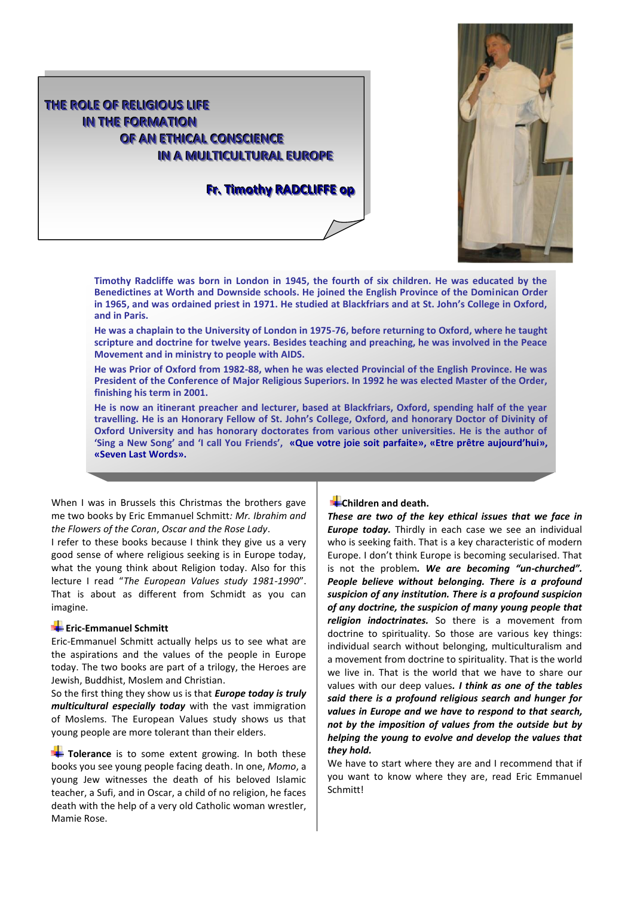# THE ROLE OF RELIGIOUS LIFE IN THE FORMATION OF AN ETHICAL CONSCIENCE IN A MULTICULTURAL EUROPE

**Fr. Timothy RADCLIFFE op**

**Timothy Radcliffe was born in London in 1945, the fourth of six children. He was educated by the Benedictines at Worth and Downside schools. He joined the English Province of the Dominican Order in 1965, and was ordained priest in 1971. He studied at Blackfriars and at St. John's College in Oxford, and in Paris.**

**He was a chaplain to the University of London in 1975-76, before returning to Oxford, where he taught scripture and doctrine for twelve years. Besides teaching and preaching, he was involved in the Peace Movement and in ministry to people with AIDS.**

**He was Prior of Oxford from 1982-88, when he was elected Provincial of the English Province. He was President of the Conference of Major Religious Superiors. In 1992 he was elected Master of the Order, finishing his term in 2001.**

**He is now an itinerant preacher and lecturer, based at Blackfriars, Oxford, spending half of the year travelling. He is an Honorary Fellow of St. John's College, Oxford, and honorary Doctor of Divinity of Oxford University and has honorary doctorates from various other universities. He is the author of 'Sing a New Song' and 'I call You Friends', «Que votre joie soit parfaite», «Etre prêtre aujourd'hui», «Seven Last Words».**

When I was in Brussels this Christmas the brothers gave me two books by Eric Emmanuel Schmitt: *Mr. Ibrahim and the Flowers of the Coran*, *Oscar and the Rose Lady*.

I refer to these books because I think they give us a very good sense of where religious seeking is in Europe today, what the young think about Religion today. Also for this lecture I read "*The European Values study 1981-1990*". That is about as different from Schmidt as you can imagine.

### Eric-Emmanuel Schmitt

Eric-Emmanuel Schmitt actually helps us to see what are the aspirations and the values of the people in Europe today. The two books are part of a trilogy, the Heroes are Jewish, Buddhist, Moslem and Christian.

So the first thing they show us is that ***Europe today is truly multicultural especially today*** with the vast immigration of Moslems. The European Values study shows us that young people are more tolerant than their elders.

**Tolerance** is to some extent growing. In both these books you see young people facing death. In one, *Momo*, a young Jew witnesses the death of his beloved Islamic teacher, a Sufi, and in Oscar, a child of no religion, he faces death with the help of a very old Catholic woman wrestler, Mamie Rose.

### Children and death.

***These are two of the key ethical issues that we face in Europe today.*** Thirdly in each case we see an individual who is seeking faith. That is a key characteristic of modern Europe. I don't think Europe is becoming secularised. That is not the problem**.** ***We are becoming "un-churched". People believe without belonging. There is a profound suspicion of any institution. There is a profound suspicion of any doctrine, the suspicion of many young people that religion indoctrinates.*** So there is a movement from doctrine to spirituality. So those are various key things: individual search without belonging, multiculturalism and a movement from doctrine to spirituality. That is the world we live in. That is the world that we have to share our values with our deep values**.** ***I think as one of the tables said there is a profound religious search and hunger for values in Europe and we have to respond to that search, not by the imposition of values from the outside but by helping the young to evolve and develop the values that they hold.***

We have to start where they are and I recommend that if you want to know where they are, read Eric Emmanuel Schmitt!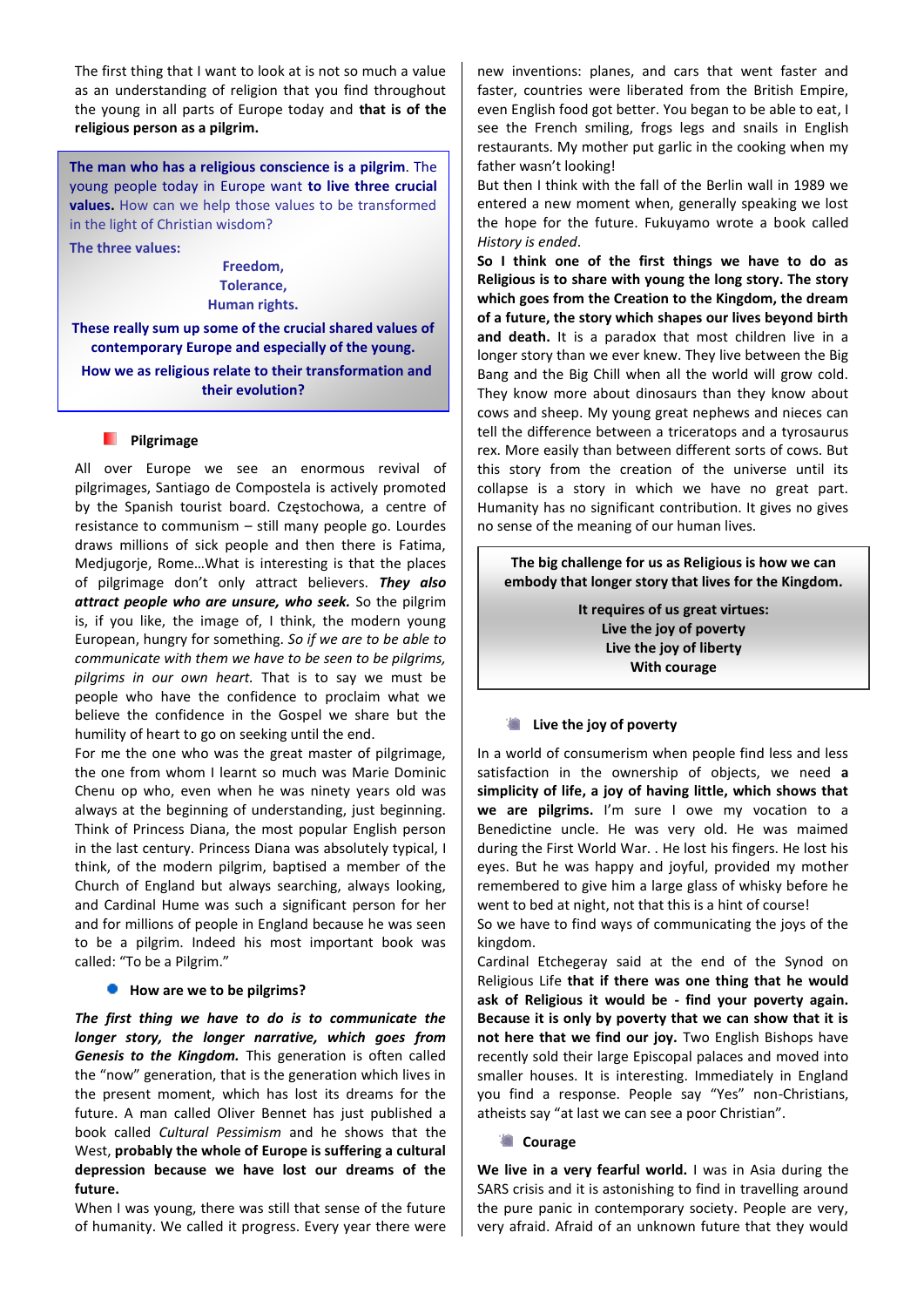The first thing that I want to look at is not so much a value as an understanding of religion that you find throughout the young in all parts of Europe today and **that is of the religious person as a pilgrim.**

> **The man who has a religious conscience is a pilgrim**. The young people today in Europe want **to live three crucial values.** How can we help those values to be transformed in the light of Christian wisdom?
>
> **The three values:**
>
> **Freedom,**
> **Tolerance,**
> **Human rights.**
>
> **These really sum up some of the crucial shared values of contemporary Europe and especially of the young.**
>
> **How we as religious relate to their transformation and their evolution?**

### Pilgrimage

All over Europe we see an enormous revival of pilgrimages, Santiago de Compostela is actively promoted by the Spanish tourist board. Częstochowa, a centre of resistance to communism – still many people go. Lourdes draws millions of sick people and then there is Fatima, Medjugorje, Rome…What is interesting is that the places of pilgrimage don't only attract believers. ***They also attract people who are unsure, who seek.*** So the pilgrim is, if you like, the image of, I think, the modern young European, hungry for something. *So if we are to be able to communicate with them we have to be seen to be pilgrims, pilgrims in our own heart.* That is to say we must be people who have the confidence to proclaim what we believe the confidence in the Gospel we share but the humility of heart to go on seeking until the end.

For me the one who was the great master of pilgrimage, the one from whom I learnt so much was Marie Dominic Chenu op who, even when he was ninety years old was always at the beginning of understanding, just beginning. Think of Princess Diana, the most popular English person in the last century. Princess Diana was absolutely typical, I think, of the modern pilgrim, baptised a member of the Church of England but always searching, always looking, and Cardinal Hume was such a significant person for her and for millions of people in England because he was seen to be a pilgrim. Indeed his most important book was called: "To be a Pilgrim."

### How are we to be pilgrims?

***The first thing we have to do is to communicate the longer story, the longer narrative, which goes from Genesis to the Kingdom.*** This generation is often called the "now" generation, that is the generation which lives in the present moment, which has lost its dreams for the future. A man called Oliver Bennet has just published a book called *Cultural Pessimism* and he shows that the West, **probably the whole of Europe is suffering a cultural depression because we have lost our dreams of the future.**

When I was young, there was still that sense of the future of humanity. We called it progress. Every year there were new inventions: planes, and cars that went faster and faster, countries were liberated from the British Empire, even English food got better. You began to be able to eat, I see the French smiling, frogs legs and snails in English restaurants. My mother put garlic in the cooking when my father wasn't looking!

But then I think with the fall of the Berlin wall in 1989 we entered a new moment when, generally speaking we lost the hope for the future. Fukuyamo wrote a book called *History is ended*.

**So I think one of the first things we have to do as Religious is to share with young the long story. The story which goes from the Creation to the Kingdom, the dream of a future, the story which shapes our lives beyond birth and death.** It is a paradox that most children live in a longer story than we ever knew. They live between the Big Bang and the Big Chill when all the world will grow cold. They know more about dinosaurs than they know about cows and sheep. My young great nephews and nieces can tell the difference between a triceratops and a tyrosaurus rex. More easily than between different sorts of cows. But this story from the creation of the universe until its collapse is a story in which we have no great part. Humanity has no significant contribution. It gives no gives no sense of the meaning of our human lives.

> **The big challenge for us as Religious is how we can embody that longer story that lives for the Kingdom.**
>
> **It requires of us great virtues:**
> **Live the joy of poverty**
> **Live the joy of liberty**
> **With courage**

### Live the joy of poverty

In a world of consumerism when people find less and less satisfaction in the ownership of objects, we need **a simplicity of life, a joy of having little, which shows that we are pilgrims.** I'm sure I owe my vocation to a Benedictine uncle. He was very old. He was maimed during the First World War. . He lost his fingers. He lost his eyes. But he was happy and joyful, provided my mother remembered to give him a large glass of whisky before he went to bed at night, not that this is a hint of course!

So we have to find ways of communicating the joys of the kingdom.

Cardinal Etchegeray said at the end of the Synod on Religious Life **that if there was one thing that he would ask of Religious it would be - find your poverty again. Because it is only by poverty that we can show that it is not here that we find our joy.** Two English Bishops have recently sold their large Episcopal palaces and moved into smaller houses. It is interesting. Immediately in England you find a response. People say "Yes" non-Christians, atheists say "at last we can see a poor Christian".

### Courage

**We live in a very fearful world.** I was in Asia during the SARS crisis and it is astonishing to find in travelling around the pure panic in contemporary society. People are very, very afraid. Afraid of an unknown future that they would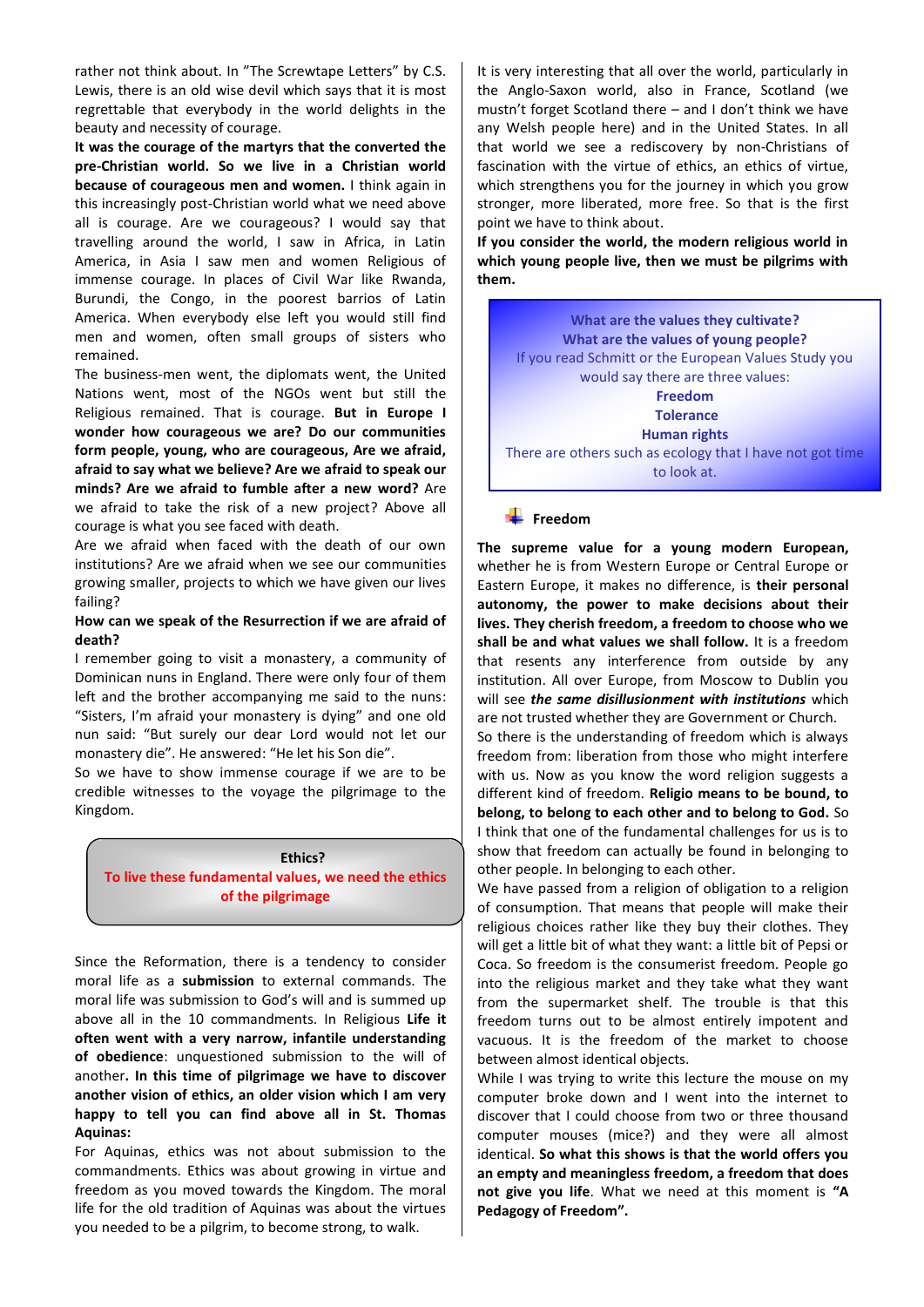rather not think about. In "The Screwtape Letters" by C.S. Lewis, there is an old wise devil which says that it is most regrettable that everybody in the world delights in the beauty and necessity of courage.

**It was the courage of the martyrs that the converted the pre-Christian world. So we live in a Christian world because of courageous men and women.** I think again in this increasingly post-Christian world what we need above all is courage. Are we courageous? I would say that travelling around the world, I saw in Africa, in Latin America, in Asia I saw men and women Religious of immense courage. In places of Civil War like Rwanda, Burundi, the Congo, in the poorest barrios of Latin America. When everybody else left you would still find men and women, often small groups of sisters who remained.

The business-men went, the diplomats went, the United Nations went, most of the NGOs went but still the Religious remained. That is courage. **But in Europe I wonder how courageous we are? Do our communities form people, young, who are courageous, Are we afraid, afraid to say what we believe? Are we afraid to speak our minds? Are we afraid to fumble after a new word?** Are we afraid to take the risk of a new project? Above all courage is what you see faced with death.

Are we afraid when faced with the death of our own institutions? Are we afraid when we see our communities growing smaller, projects to which we have given our lives failing?

**How can we speak of the Resurrection if we are afraid of death?**

I remember going to visit a monastery, a community of Dominican nuns in England. There were only four of them left and the brother accompanying me said to the nuns: "Sisters, I'm afraid your monastery is dying" and one old nun said: "But surely our dear Lord would not let our monastery die". He answered: "He let his Son die".

So we have to show immense courage if we are to be credible witnesses to the voyage the pilgrimage to the Kingdom.

**Ethics?**

**To live these fundamental values, we need the ethics of the pilgrimage**

Since the Reformation, there is a tendency to consider moral life as a **submission** to external commands. The moral life was submission to God's will and is summed up above all in the 10 commandments. In Religious **Life it often went with a very narrow, infantile understanding of obedience**: unquestioned submission to the will of another**. In this time of pilgrimage we have to discover another vision of ethics, an older vision which I am very happy to tell you can find above all in St. Thomas Aquinas:**

For Aquinas, ethics was not about submission to the commandments. Ethics was about growing in virtue and freedom as you moved towards the Kingdom. The moral life for the old tradition of Aquinas was about the virtues you needed to be a pilgrim, to become strong, to walk.

It is very interesting that all over the world, particularly in the Anglo-Saxon world, also in France, Scotland (we mustn't forget Scotland there – and I don't think we have any Welsh people here) and in the United States. In all that world we see a rediscovery by non-Christians of fascination with the virtue of ethics, an ethics of virtue, which strengthens you for the journey in which you grow stronger, more liberated, more free. So that is the first point we have to think about.

**If you consider the world, the modern religious world in which young people live, then we must be pilgrims with them.**

**What are the values they cultivate?**
**What are the values of young people?**
If you read Schmitt or the European Values Study you would say there are three values:
**Freedom**
**Tolerance**
**Human rights**
There are others such as ecology that I have not got time to look at.

**Freedom**

**The supreme value for a young modern European,** whether he is from Western Europe or Central Europe or Eastern Europe, it makes no difference, is **their personal autonomy, the power to make decisions about their lives. They cherish freedom, a freedom to choose who we shall be and what values we shall follow.** It is a freedom that resents any interference from outside by any institution. All over Europe, from Moscow to Dublin you will see ***the same disillusionment with institutions*** which are not trusted whether they are Government or Church.

So there is the understanding of freedom which is always freedom from: liberation from those who might interfere with us. Now as you know the word religion suggests a different kind of freedom. **Religio means to be bound, to belong, to belong to each other and to belong to God.** So I think that one of the fundamental challenges for us is to show that freedom can actually be found in belonging to other people. In belonging to each other.

We have passed from a religion of obligation to a religion of consumption. That means that people will make their religious choices rather like they buy their clothes. They will get a little bit of what they want: a little bit of Pepsi or Coca. So freedom is the consumerist freedom. People go into the religious market and they take what they want from the supermarket shelf. The trouble is that this freedom turns out to be almost entirely impotent and vacuous. It is the freedom of the market to choose between almost identical objects.

While I was trying to write this lecture the mouse on my computer broke down and I went into the internet to discover that I could choose from two or three thousand computer mouses (mice?) and they were all almost identical. **So what this shows is that the world offers you an empty and meaningless freedom, a freedom that does not give you life**. What we need at this moment is **"A Pedagogy of Freedom".**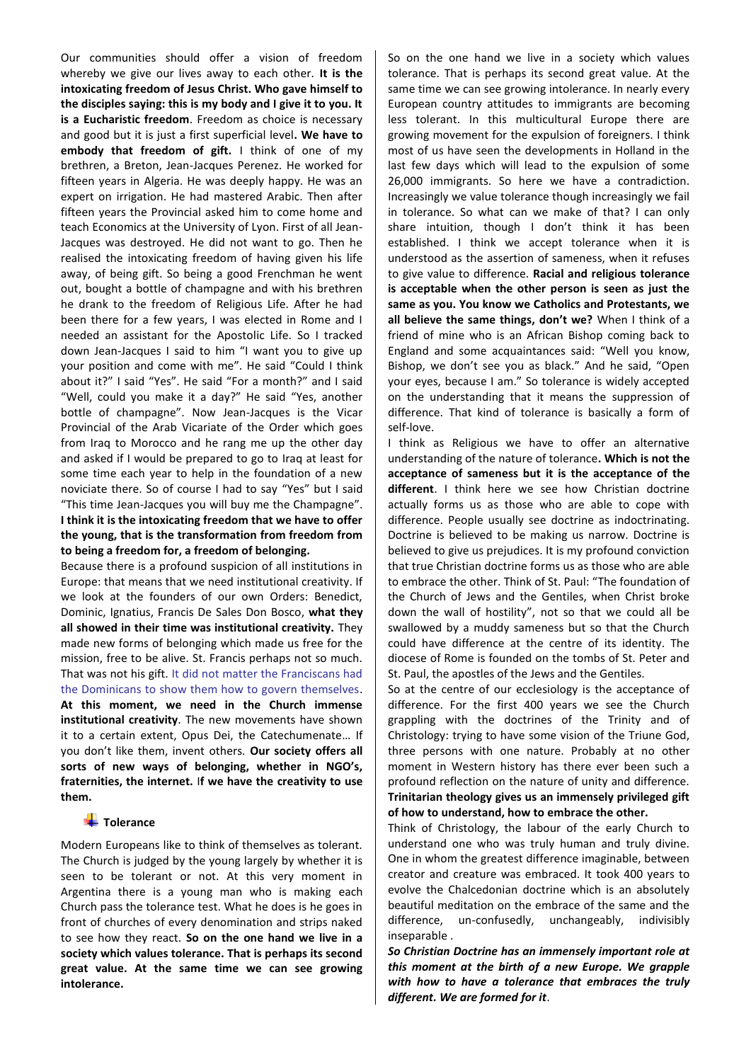Our communities should offer a vision of freedom whereby we give our lives away to each other. **It is the intoxicating freedom of Jesus Christ. Who gave himself to the disciples saying: this is my body and I give it to you. It is a Eucharistic freedom**. Freedom as choice is necessary and good but it is just a first superficial level**. We have to embody that freedom of gift.** I think of one of my brethren, a Breton, Jean-Jacques Perenez. He worked for fifteen years in Algeria. He was deeply happy. He was an expert on irrigation. He had mastered Arabic. Then after fifteen years the Provincial asked him to come home and teach Economics at the University of Lyon. First of all Jean-Jacques was destroyed. He did not want to go. Then he realised the intoxicating freedom of having given his life away, of being gift. So being a good Frenchman he went out, bought a bottle of champagne and with his brethren he drank to the freedom of Religious Life. After he had been there for a few years, I was elected in Rome and I needed an assistant for the Apostolic Life. So I tracked down Jean-Jacques I said to him "I want you to give up your position and come with me". He said "Could I think about it?" I said "Yes". He said "For a month?" and I said "Well, could you make it a day?" He said "Yes, another bottle of champagne". Now Jean-Jacques is the Vicar Provincial of the Arab Vicariate of the Order which goes from Iraq to Morocco and he rang me up the other day and asked if I would be prepared to go to Iraq at least for some time each year to help in the foundation of a new noviciate there. So of course I had to say "Yes" but I said "This time Jean-Jacques you will buy me the Champagne". **I think it is the intoxicating freedom that we have to offer the young, that is the transformation from freedom from to being a freedom for, a freedom of belonging.**

Because there is a profound suspicion of all institutions in Europe: that means that we need institutional creativity. If we look at the founders of our own Orders: Benedict, Dominic, Ignatius, Francis De Sales Don Bosco, **what they all showed in their time was institutional creativity.** They made new forms of belonging which made us free for the mission, free to be alive. St. Francis perhaps not so much. That was not his gift. It did not matter the Franciscans had the Dominicans to show them how to govern themselves. **At this moment, we need in the Church immense institutional creativity**. The new movements have shown it to a certain extent, Opus Dei, the Catechumenate… If you don't like them, invent others. **Our society offers all sorts of new ways of belonging, whether in NGO's, fraternities, the internet.** I**f we have the creativity to use them.**

## Tolerance

Modern Europeans like to think of themselves as tolerant. The Church is judged by the young largely by whether it is seen to be tolerant or not. At this very moment in Argentina there is a young man who is making each Church pass the tolerance test. What he does is he goes in front of churches of every denomination and strips naked to see how they react. **So on the one hand we live in a society which values tolerance. That is perhaps its second great value. At the same time we can see growing intolerance.**

So on the one hand we live in a society which values tolerance. That is perhaps its second great value. At the same time we can see growing intolerance. In nearly every European country attitudes to immigrants are becoming less tolerant. In this multicultural Europe there are growing movement for the expulsion of foreigners. I think most of us have seen the developments in Holland in the last few days which will lead to the expulsion of some 26,000 immigrants. So here we have a contradiction. Increasingly we value tolerance though increasingly we fail in tolerance. So what can we make of that? I can only share intuition, though I don't think it has been established. I think we accept tolerance when it is understood as the assertion of sameness, when it refuses to give value to difference. **Racial and religious tolerance is acceptable when the other person is seen as just the same as you. You know we Catholics and Protestants, we all believe the same things, don't we?** When I think of a friend of mine who is an African Bishop coming back to England and some acquaintances said: "Well you know, Bishop, we don't see you as black." And he said, "Open your eyes, because I am." So tolerance is widely accepted on the understanding that it means the suppression of difference. That kind of tolerance is basically a form of self-love.

I think as Religious we have to offer an alternative understanding of the nature of tolerance**. Which is not the acceptance of sameness but it is the acceptance of the different**. I think here we see how Christian doctrine actually forms us as those who are able to cope with difference. People usually see doctrine as indoctrinating. Doctrine is believed to be making us narrow. Doctrine is believed to give us prejudices. It is my profound conviction that true Christian doctrine forms us as those who are able to embrace the other. Think of St. Paul: "The foundation of the Church of Jews and the Gentiles, when Christ broke down the wall of hostility", not so that we could all be swallowed by a muddy sameness but so that the Church could have difference at the centre of its identity. The diocese of Rome is founded on the tombs of St. Peter and St. Paul, the apostles of the Jews and the Gentiles.

So at the centre of our ecclesiology is the acceptance of difference. For the first 400 years we see the Church grappling with the doctrines of the Trinity and of Christology: trying to have some vision of the Triune God, three persons with one nature. Probably at no other moment in Western history has there ever been such a profound reflection on the nature of unity and difference. **Trinitarian theology gives us an immensely privileged gift of how to understand, how to embrace the other.**

Think of Christology, the labour of the early Church to understand one who was truly human and truly divine. One in whom the greatest difference imaginable, between creator and creature was embraced. It took 400 years to evolve the Chalcedonian doctrine which is an absolutely beautiful meditation on the embrace of the same and the difference, un-confusedly, unchangeably, indivisibly inseparable .

***So Christian Doctrine has an immensely important role at this moment at the birth of a new Europe. We grapple with how to have a tolerance that embraces the truly different. We are formed for it***.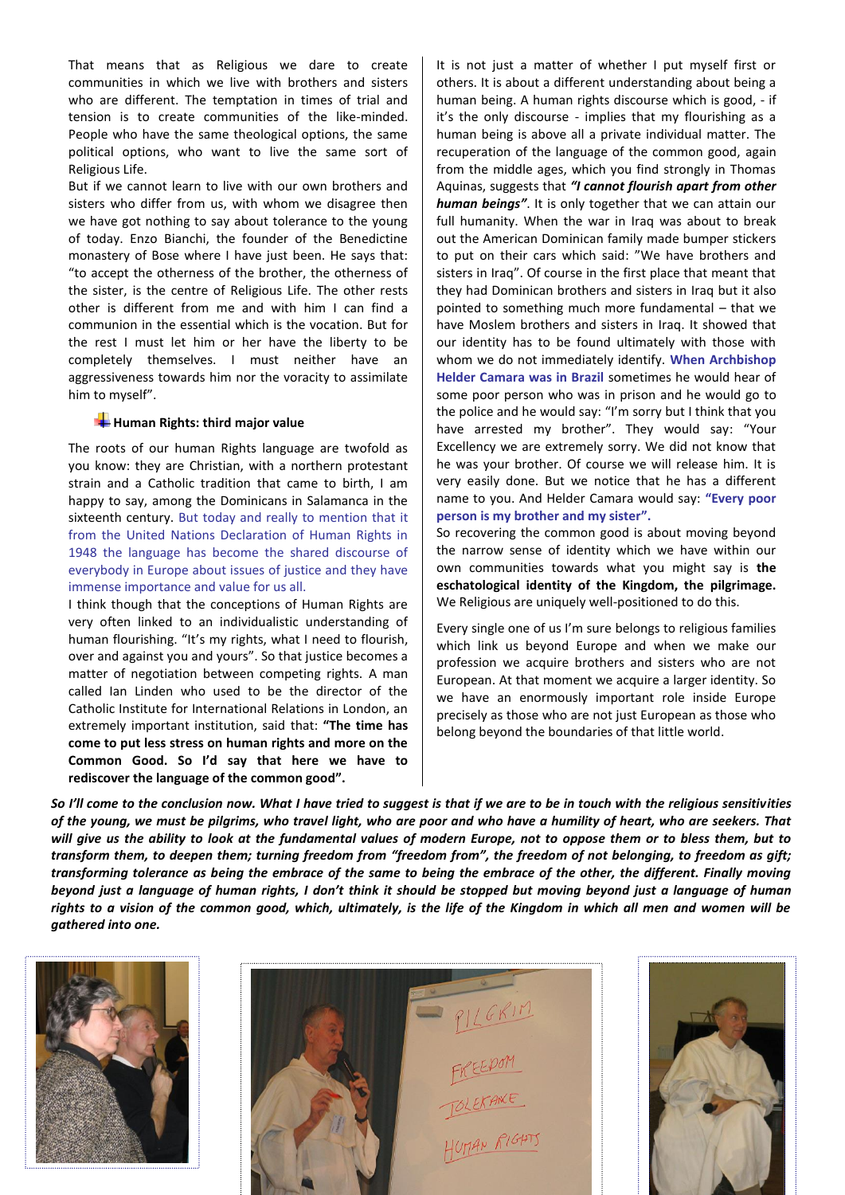That means that as Religious we dare to create communities in which we live with brothers and sisters who are different. The temptation in times of trial and tension is to create communities of the like-minded. People who have the same theological options, the same political options, who want to live the same sort of Religious Life.

But if we cannot learn to live with our own brothers and sisters who differ from us, with whom we disagree then we have got nothing to say about tolerance to the young of today. Enzo Bianchi, the founder of the Benedictine monastery of Bose where I have just been. He says that: "to accept the otherness of the brother, the otherness of the sister, is the centre of Religious Life. The other rests other is different from me and with him I can find a communion in the essential which is the vocation. But for the rest I must let him or her have the liberty to be completely themselves. I must neither have an aggressiveness towards him nor the voracity to assimilate him to myself".

### Human Rights: third major value

The roots of our human Rights language are twofold as you know: they are Christian, with a northern protestant strain and a Catholic tradition that came to birth, I am happy to say, among the Dominicans in Salamanca in the sixteenth century. But today and really to mention that it from the United Nations Declaration of Human Rights in 1948 the language has become the shared discourse of everybody in Europe about issues of justice and they have immense importance and value for us all.

I think though that the conceptions of Human Rights are very often linked to an individualistic understanding of human flourishing. "It's my rights, what I need to flourish, over and against you and yours". So that justice becomes a matter of negotiation between competing rights. A man called Ian Linden who used to be the director of the Catholic Institute for International Relations in London, an extremely important institution, said that: **"The time has come to put less stress on human rights and more on the Common Good. So I'd say that here we have to rediscover the language of the common good".**

It is not just a matter of whether I put myself first or others. It is about a different understanding about being a human being. A human rights discourse which is good, - if it's the only discourse - implies that my flourishing as a human being is above all a private individual matter. The recuperation of the language of the common good, again from the middle ages, which you find strongly in Thomas Aquinas, suggests that ***"I cannot flourish apart from other human beings"***. It is only together that we can attain our full humanity. When the war in Iraq was about to break out the American Dominican family made bumper stickers to put on their cars which said: "We have brothers and sisters in Iraq". Of course in the first place that meant that they had Dominican brothers and sisters in Iraq but it also pointed to something much more fundamental – that we have Moslem brothers and sisters in Iraq. It showed that our identity has to be found ultimately with those with whom we do not immediately identify. **When Archbishop Helder Camara was in Brazil** sometimes he would hear of some poor person who was in prison and he would go to the police and he would say: "I'm sorry but I think that you have arrested my brother". They would say: "Your Excellency we are extremely sorry. We did not know that he was your brother. Of course we will release him. It is very easily done. But we notice that he has a different name to you. And Helder Camara would say: **"Every poor person is my brother and my sister".**

So recovering the common good is about moving beyond the narrow sense of identity which we have within our own communities towards what you might say is **the eschatological identity of the Kingdom, the pilgrimage.** We Religious are uniquely well-positioned to do this.

Every single one of us I'm sure belongs to religious families which link us beyond Europe and when we make our profession we acquire brothers and sisters who are not European. At that moment we acquire a larger identity. So we have an enormously important role inside Europe precisely as those who are not just European as those who belong beyond the boundaries of that little world.

***So I'll come to the conclusion now. What I have tried to suggest is that if we are to be in touch with the religious sensitivities of the young, we must be pilgrims, who travel light, who are poor and who have a humility of heart, who are seekers. That will give us the ability to look at the fundamental values of modern Europe, not to oppose them or to bless them, but to transform them, to deepen them; turning freedom from "freedom from", the freedom of not belonging, to freedom as gift; transforming tolerance as being the embrace of the same to being the embrace of the other, the different. Finally moving beyond just a language of human rights, I don't think it should be stopped but moving beyond just a language of human rights to a vision of the common good, which, ultimately, is the life of the Kingdom in which all men and women will be gathered into one.***